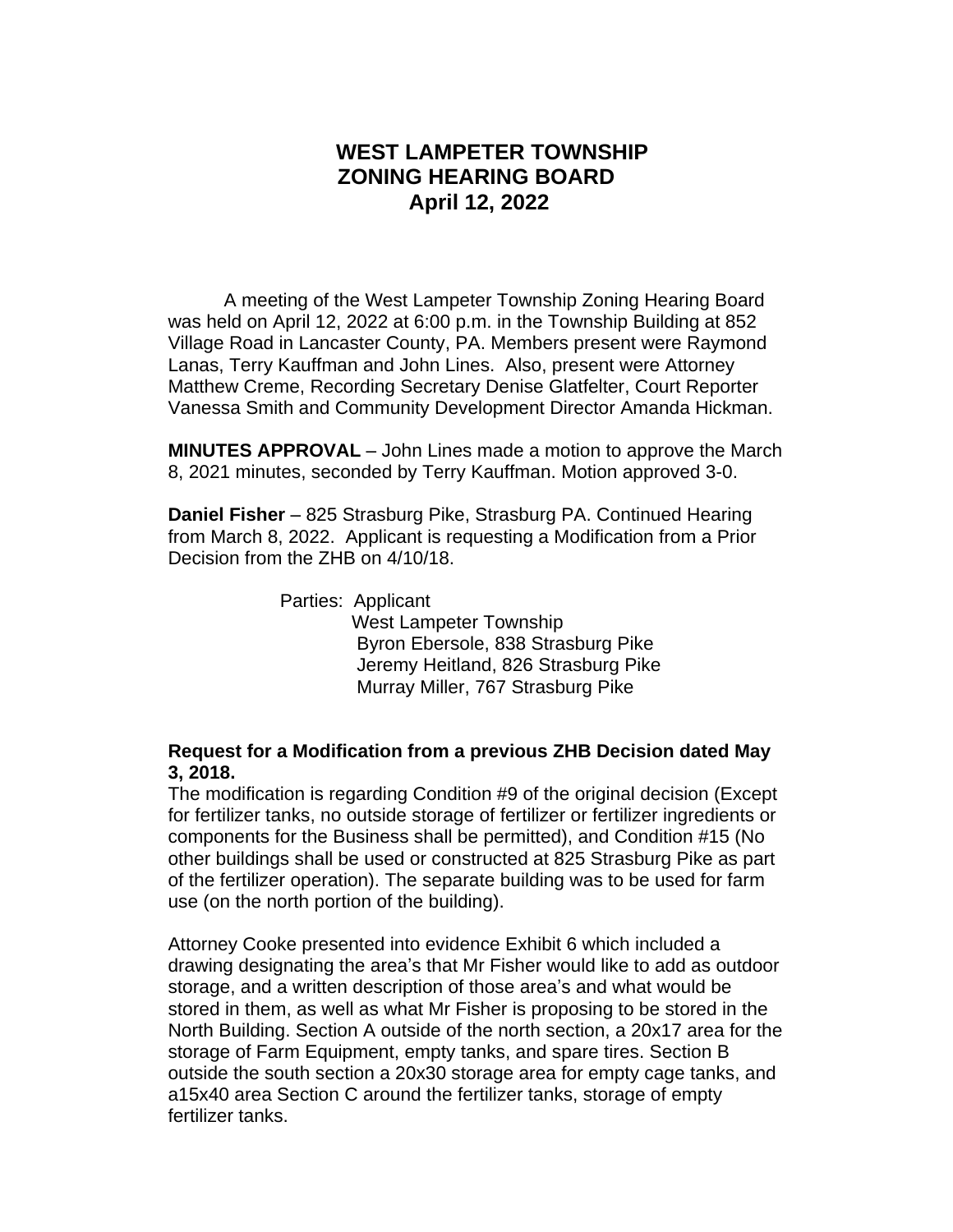# WEST LAMPETER TOWNSHIP
## ZONING HEARING BOARD
### April 12, 2022

A meeting of the West Lampeter Township Zoning Hearing Board was held on April 12, 2022 at 6:00 p.m. in the Township Building at 852 Village Road in Lancaster County, PA. Members present were Raymond Lanas, Terry Kauffman and John Lines. Also, present were Attorney Matthew Creme, Recording Secretary Denise Glatfelter, Court Reporter Vanessa Smith and Community Development Director Amanda Hickman.

**MINUTES APPROVAL** – John Lines made a motion to approve the March 8, 2021 minutes, seconded by Terry Kauffman. Motion approved 3-0.

**Daniel Fisher** – 825 Strasburg Pike, Strasburg PA. Continued Hearing from March 8, 2022. Applicant is requesting a Modification from a Prior Decision from the ZHB on 4/10/18.

Parties: Applicant
West Lampeter Township
Byron Ebersole, 838 Strasburg Pike
Jeremy Heitland, 826 Strasburg Pike
Murray Miller, 767 Strasburg Pike

**Request for a Modification from a previous ZHB Decision dated May 3, 2018.**

The modification is regarding Condition #9 of the original decision (Except for fertilizer tanks, no outside storage of fertilizer or fertilizer ingredients or components for the Business shall be permitted), and Condition #15 (No other buildings shall be used or constructed at 825 Strasburg Pike as part of the fertilizer operation). The separate building was to be used for farm use (on the north portion of the building).

Attorney Cooke presented into evidence Exhibit 6 which included a drawing designating the area's that Mr Fisher would like to add as outdoor storage, and a written description of those area's and what would be stored in them, as well as what Mr Fisher is proposing to be stored in the North Building. Section A outside of the north section, a 20x17 area for the storage of Farm Equipment, empty tanks, and spare tires. Section B outside the south section a 20x30 storage area for empty cage tanks, and a15x40 area Section C around the fertilizer tanks, storage of empty fertilizer tanks.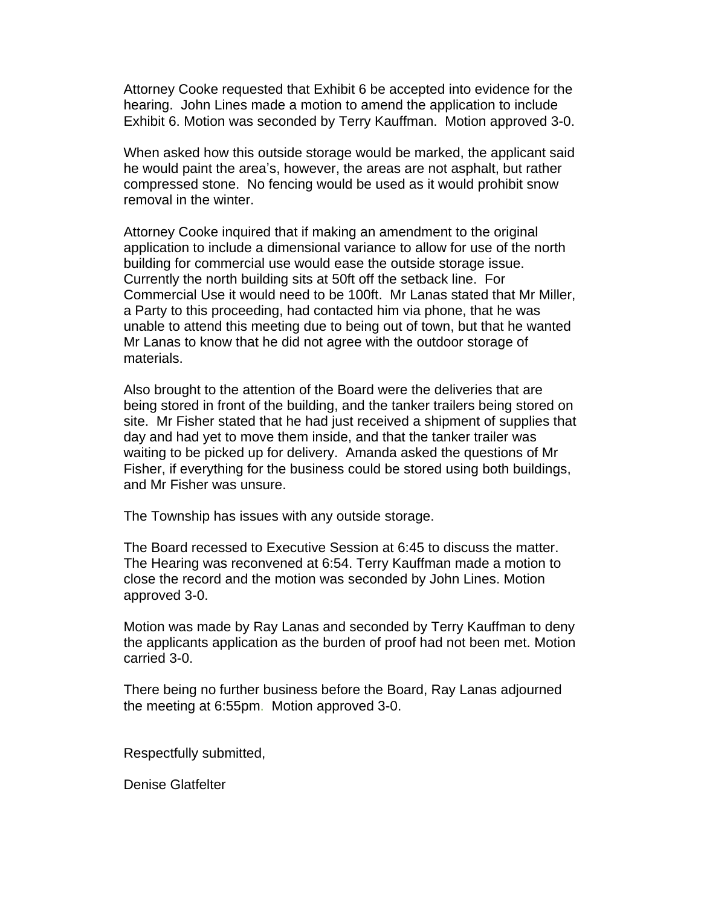Attorney Cooke requested that Exhibit 6 be accepted into evidence for the hearing. John Lines made a motion to amend the application to include Exhibit 6. Motion was seconded by Terry Kauffman. Motion approved 3-0.

When asked how this outside storage would be marked, the applicant said he would paint the area's, however, the areas are not asphalt, but rather compressed stone. No fencing would be used as it would prohibit snow removal in the winter.

Attorney Cooke inquired that if making an amendment to the original application to include a dimensional variance to allow for use of the north building for commercial use would ease the outside storage issue. Currently the north building sits at 50ft off the setback line. For Commercial Use it would need to be 100ft. Mr Lanas stated that Mr Miller, a Party to this proceeding, had contacted him via phone, that he was unable to attend this meeting due to being out of town, but that he wanted Mr Lanas to know that he did not agree with the outdoor storage of materials.

Also brought to the attention of the Board were the deliveries that are being stored in front of the building, and the tanker trailers being stored on site. Mr Fisher stated that he had just received a shipment of supplies that day and had yet to move them inside, and that the tanker trailer was waiting to be picked up for delivery. Amanda asked the questions of Mr Fisher, if everything for the business could be stored using both buildings, and Mr Fisher was unsure.

The Township has issues with any outside storage.

The Board recessed to Executive Session at 6:45 to discuss the matter. The Hearing was reconvened at 6:54. Terry Kauffman made a motion to close the record and the motion was seconded by John Lines. Motion approved 3-0.

Motion was made by Ray Lanas and seconded by Terry Kauffman to deny the applicants application as the burden of proof had not been met. Motion carried 3-0.

There being no further business before the Board, Ray Lanas adjourned the meeting at 6:55pm. Motion approved 3-0.

Respectfully submitted,

Denise Glatfelter